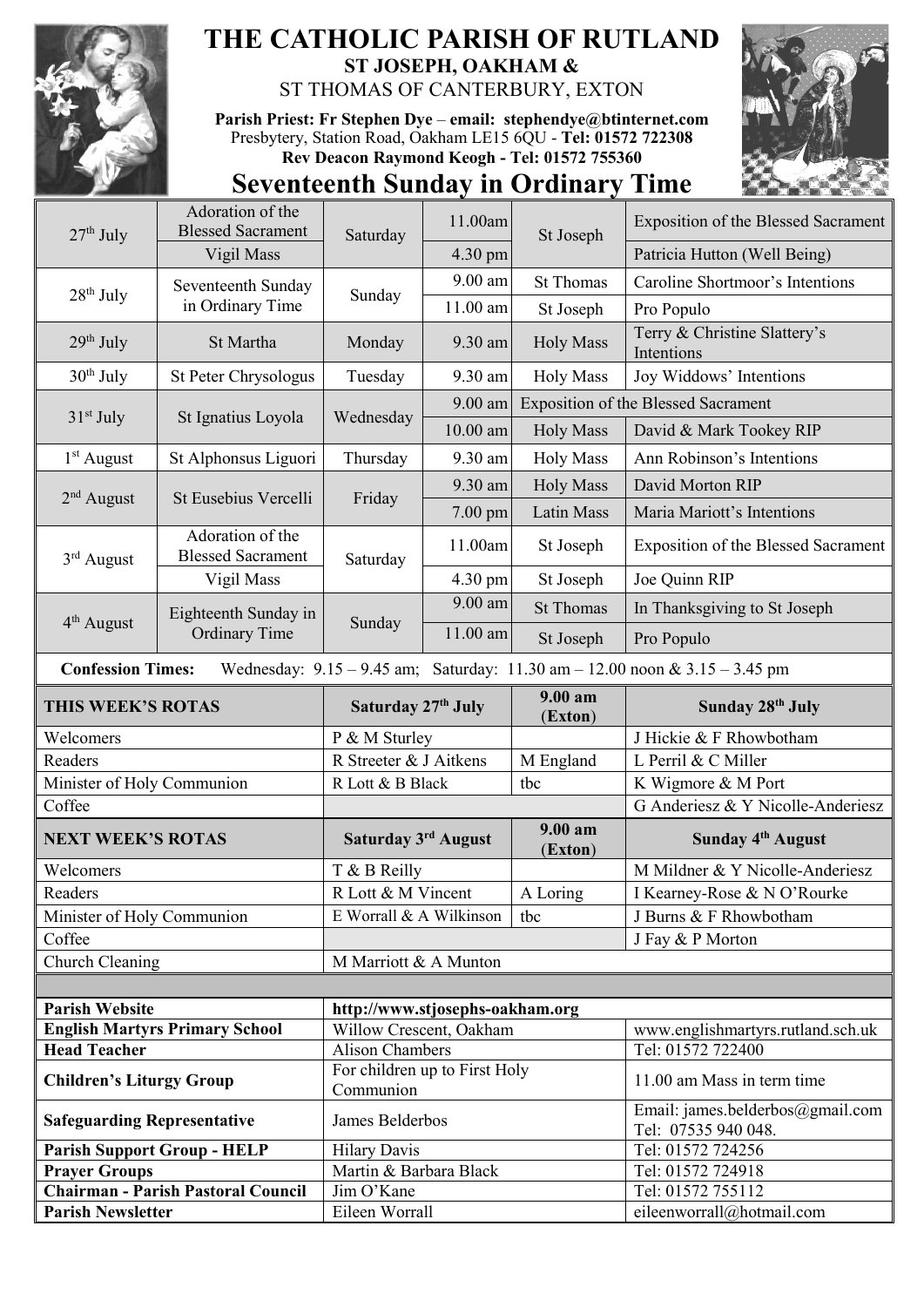# THE CATHOLIC PARISH OF RUTLAND

**ST JOSEPH, OAKHAM &**

ST THOMAS OF CANTERBURY, EXTON

**Parish Priest: Fr Stephen Dye – email: stephendye@btinternet.com**
Presbytery, Station Road, Oakham LE15 6QU - **Tel: 01572 722308**
**Rev Deacon Raymond Keogh - Tel: 01572 755360**

## Seventeenth Sunday in Ordinary Time

| Date | Feast | Day | Time | Place | Intention |
|---|---|---|---|---|---|
| 27th July | Adoration of the Blessed Sacrament | Saturday | 11.00am | St Joseph | Exposition of the Blessed Sacrament |
| | Vigil Mass | | 4.30 pm | | Patricia Hutton (Well Being) |
| 28th July | Seventeenth Sunday in Ordinary Time | Sunday | 9.00 am | St Thomas | Caroline Shortmoor's Intentions |
| | | | 11.00 am | St Joseph | Pro Populo |
| 29th July | St Martha | Monday | 9.30 am | Holy Mass | Terry & Christine Slattery's Intentions |
| 30th July | St Peter Chrysologus | Tuesday | 9.30 am | Holy Mass | Joy Widdows' Intentions |
| 31st July | St Ignatius Loyola | Wednesday | 9.00 am | Exposition of the Blessed Sacrament | |
| | | | 10.00 am | Holy Mass | David & Mark Tookey RIP |
| 1st August | St Alphonsus Liguori | Thursday | 9.30 am | Holy Mass | Ann Robinson's Intentions |
| 2nd August | St Eusebius Vercelli | Friday | 9.30 am | Holy Mass | David Morton RIP |
| | | | 7.00 pm | Latin Mass | Maria Mariott's Intentions |
| 3rd August | Adoration of the Blessed Sacrament | Saturday | 11.00am | St Joseph | Exposition of the Blessed Sacrament |
| | Vigil Mass | | 4.30 pm | St Joseph | Joe Quinn RIP |
| 4th August | Eighteenth Sunday in Ordinary Time | Sunday | 9.00 am | St Thomas | In Thanksgiving to St Joseph |
| | | | 11.00 am | St Joseph | Pro Populo |

**Confession Times:** Wednesday: 9.15 – 9.45 am; Saturday: 11.30 am – 12.00 noon & 3.15 – 3.45 pm

| **THIS WEEK'S ROTAS** | **Saturday 27th July** | **9.00 am (Exton)** | **Sunday 28th July** |
|---|---|---|---|
| Welcomers | P & M Sturley | | J Hickie & F Rhowbotham |
| Readers | R Streeter & J Aitkens | M England | L Perril & C Miller |
| Minister of Holy Communion | R Lott & B Black | tbc | K Wigmore & M Port |
| Coffee | | | G Anderiesz & Y Nicolle-Anderiesz |
| **NEXT WEEK'S ROTAS** | **Saturday 3rd August** | **9.00 am (Exton)** | **Sunday 4th August** |
| Welcomers | T & B Reilly | | M Mildner & Y Nicolle-Anderiesz |
| Readers | R Lott & M Vincent | A Loring | I Kearney-Rose & N O'Rourke |
| Minister of Holy Communion | E Worrall & A Wilkinson | tbc | J Burns & F Rhowbotham |
| Coffee | | | J Fay & P Morton |
| Church Cleaning | M Marriott & A Munton | | |

| | | |
|---|---|---|
| **Parish Website** | **http://www.stjosephs-oakham.org** | |
| **English Martyrs Primary School** | Willow Crescent, Oakham | www.englishmartyrs.rutland.sch.uk |
| **Head Teacher** | Alison Chambers | Tel: 01572 722400 |
| **Children's Liturgy Group** | For children up to First Holy Communion | 11.00 am Mass in term time |
| **Safeguarding Representative** | James Belderbos | Email: james.belderbos@gmail.com Tel: 07535 940 048. |
| **Parish Support Group - HELP** | Hilary Davis | Tel: 01572 724256 |
| **Prayer Groups** | Martin & Barbara Black | Tel: 01572 724918 |
| **Chairman - Parish Pastoral Council** | Jim O'Kane | Tel: 01572 755112 |
| **Parish Newsletter** | Eileen Worrall | eileenworrall@hotmail.com |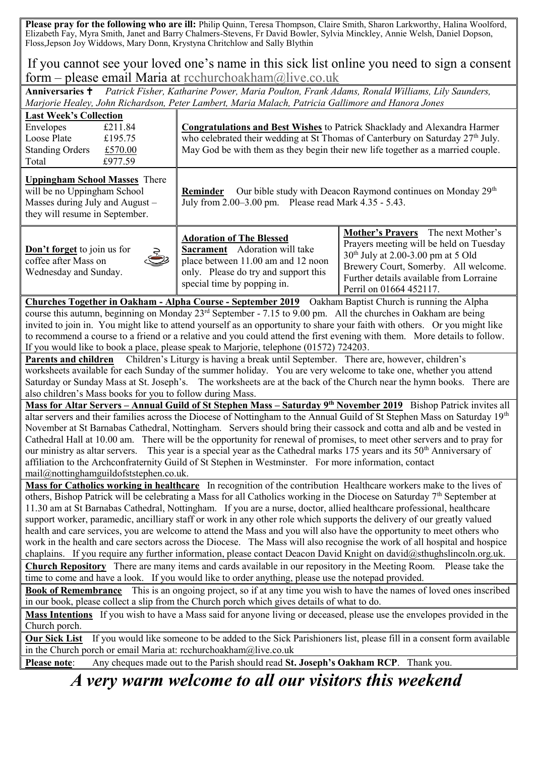**Please pray for the following who are ill:** Philip Quinn, Teresa Thompson, Claire Smith, Sharon Larkworthy, Halina Woolford, Elizabeth Fay, Myra Smith, Janet and Barry Chalmers-Stevens, Fr David Bowler, Sylvia Minckley, Annie Welsh, Daniel Dopson, Floss,Jepson Joy Widdows, Mary Donn, Krystyna Chritchlow and Sally Blythin

If you cannot see your loved one's name in this sick list online you need to sign a consent form – please email Maria at rcchurchoakham@live.co.uk

**Anniversaries ✝** *Patrick Fisher, Katharine Power, Maria Poulton, Frank Adams, Ronald Williams, Lily Saunders, Marjorie Healey, John Richardson, Peter Lambert, Maria Malach, Patricia Gallimore and Hanora Jones*

**Last Week's Collection**

| | |
|---|---|
| Envelopes | £211.84 |
| Loose Plate | £195.75 |
| Standing Orders | £570.00 |
| Total | £977.59 |

**Congratulations and Best Wishes** to Patrick Shacklady and Alexandra Harmer who celebrated their wedding at St Thomas of Canterbury on Saturday 27th July. May God be with them as they begin their new life together as a married couple.

**Uppingham School Masses** There will be no Uppingham School Masses during July and August – they will resume in September.

**Reminder** Our bible study with Deacon Raymond continues on Monday 29th July from 2.00–3.00 pm. Please read Mark 4.35 - 5.43.

**Don't forget** to join us for coffee after Mass on Wednesday and Sunday.

**Adoration of The Blessed Sacrament** Adoration will take place between 11.00 am and 12 noon only. Please do try and support this special time by popping in.

**Mother's Prayers** The next Mother's Prayers meeting will be held on Tuesday 30th July at 2.00-3.00 pm at 5 Old Brewery Court, Somerby. All welcome. Further details available from Lorraine Perril on 01664 452117.

**Churches Together in Oakham - Alpha Course - September 2019** Oakham Baptist Church is running the Alpha course this autumn, beginning on Monday 23rd September - 7.15 to 9.00 pm. All the churches in Oakham are being invited to join in. You might like to attend yourself as an opportunity to share your faith with others. Or you might like to recommend a course to a friend or a relative and you could attend the first evening with them. More details to follow. If you would like to book a place, please speak to Marjorie, telephone (01572) 724203.

**Parents and children** Children's Liturgy is having a break until September. There are, however, children's worksheets available for each Sunday of the summer holiday. You are very welcome to take one, whether you attend Saturday or Sunday Mass at St. Joseph's. The worksheets are at the back of the Church near the hymn books. There are also children's Mass books for you to follow during Mass.

**Mass for Altar Servers – Annual Guild of St Stephen Mass – Saturday 9th November 2019** Bishop Patrick invites all altar servers and their families across the Diocese of Nottingham to the Annual Guild of St Stephen Mass on Saturday 19th November at St Barnabas Cathedral, Nottingham. Servers should bring their cassock and cotta and alb and be vested in Cathedral Hall at 10.00 am. There will be the opportunity for renewal of promises, to meet other servers and to pray for our ministry as altar servers. This year is a special year as the Cathedral marks 175 years and its 50th Anniversary of affiliation to the Archconfraternity Guild of St Stephen in Westminster. For more information, contact mail@nottinghamguildofststephen.co.uk.

**Mass for Catholics working in healthcare** In recognition of the contribution Healthcare workers make to the lives of others, Bishop Patrick will be celebrating a Mass for all Catholics working in the Diocese on Saturday 7th September at 11.30 am at St Barnabas Cathedral, Nottingham. If you are a nurse, doctor, allied healthcare professional, healthcare support worker, paramedic, ancilliary staff or work in any other role which supports the delivery of our greatly valued health and care services, you are welcome to attend the Mass and you will also have the opportunity to meet others who work in the health and care sectors across the Diocese. The Mass will also recognise the work of all hospital and hospice chaplains. If you require any further information, please contact Deacon David Knight on david@sthughslincoln.org.uk.

**Church Repository** There are many items and cards available in our repository in the Meeting Room. Please take the time to come and have a look. If you would like to order anything, please use the notepad provided.

**Book of Remembrance** This is an ongoing project, so if at any time you wish to have the names of loved ones inscribed in our book, please collect a slip from the Church porch which gives details of what to do.

**Mass Intentions** If you wish to have a Mass said for anyone living or deceased, please use the envelopes provided in the Church porch.

**Our Sick List** If you would like someone to be added to the Sick Parishioners list, please fill in a consent form available in the Church porch or email Maria at: rcchurchoakham@live.co.uk

**Please note**: Any cheques made out to the Parish should read **St. Joseph's Oakham RCP**. Thank you.

***A very warm welcome to all our visitors this weekend***